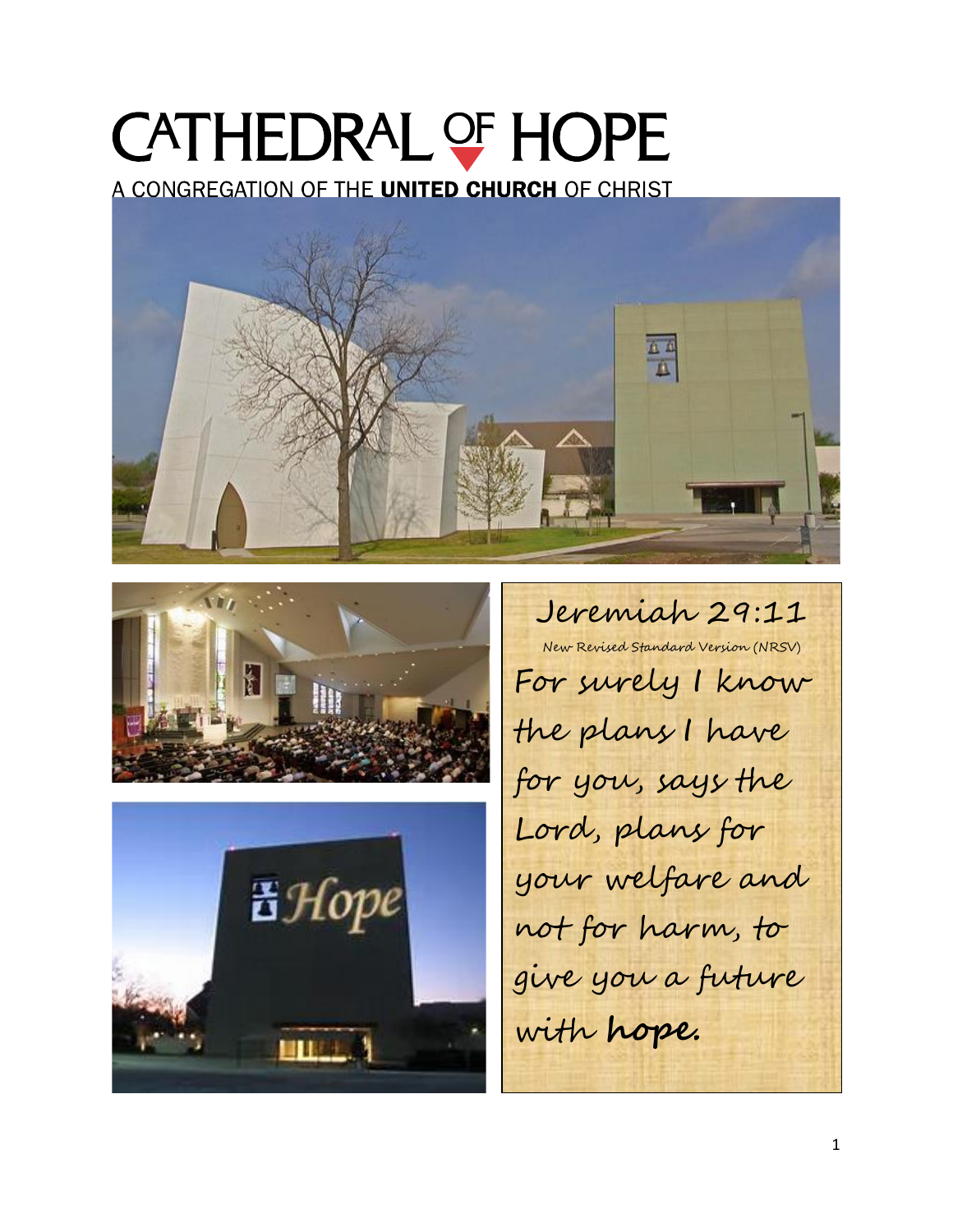# CATHEDRAL OF HOPE

A CONGREGATION OF THE **UNITED CHURCH** OF CHRIST

Jeremiah 29:11

New Revised Standard Version (NRSV)

For surely I know the plans I have for you, says the Lord, plans for your welfare and not for harm, to give you a future with **hope.**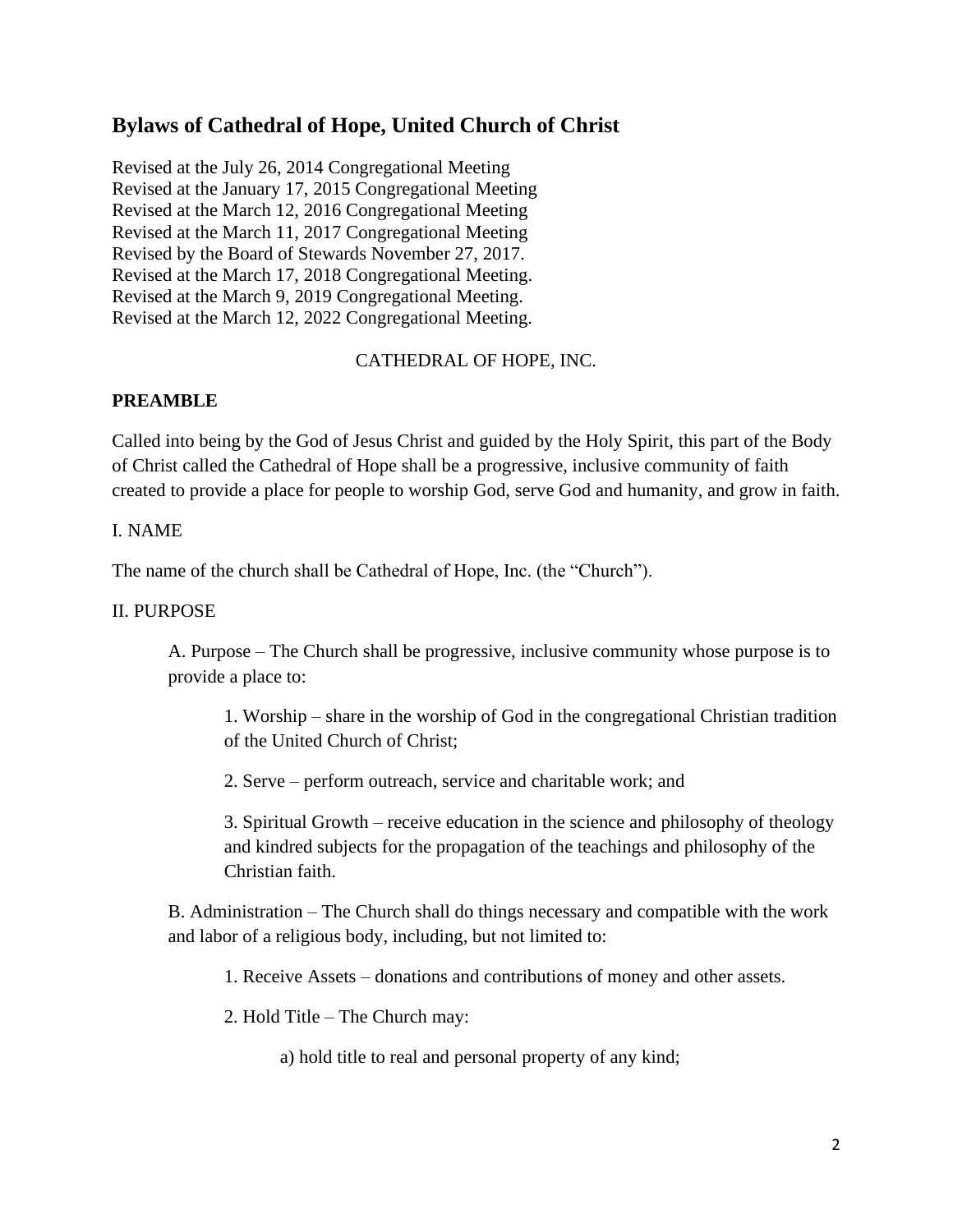## Bylaws of Cathedral of Hope, United Church of Christ

Revised at the July 26, 2014 Congregational Meeting
Revised at the January 17, 2015 Congregational Meeting
Revised at the March 12, 2016 Congregational Meeting
Revised at the March 11, 2017 Congregational Meeting
Revised by the Board of Stewards November 27, 2017.
Revised at the March 17, 2018 Congregational Meeting.
Revised at the March 9, 2019 Congregational Meeting.
Revised at the March 12, 2022 Congregational Meeting.

CATHEDRAL OF HOPE, INC.

**PREAMBLE**

Called into being by the God of Jesus Christ and guided by the Holy Spirit, this part of the Body of Christ called the Cathedral of Hope shall be a progressive, inclusive community of faith created to provide a place for people to worship God, serve God and humanity, and grow in faith.

I. NAME

The name of the church shall be Cathedral of Hope, Inc. (the "Church").

II. PURPOSE

A. Purpose – The Church shall be progressive, inclusive community whose purpose is to provide a place to:

1. Worship – share in the worship of God in the congregational Christian tradition of the United Church of Christ;

2. Serve – perform outreach, service and charitable work; and

3. Spiritual Growth – receive education in the science and philosophy of theology and kindred subjects for the propagation of the teachings and philosophy of the Christian faith.

B. Administration – The Church shall do things necessary and compatible with the work and labor of a religious body, including, but not limited to:

1. Receive Assets – donations and contributions of money and other assets.

2. Hold Title – The Church may:

a) hold title to real and personal property of any kind;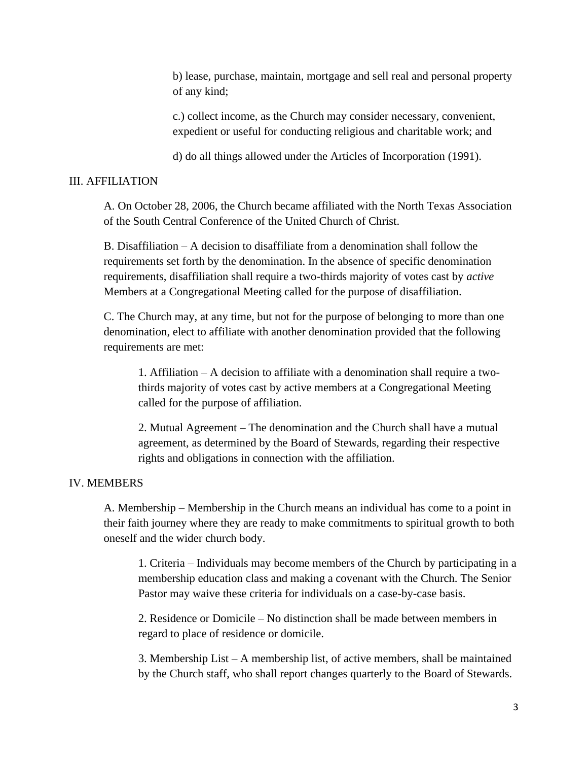b) lease, purchase, maintain, mortgage and sell real and personal property of any kind;

c.) collect income, as the Church may consider necessary, convenient, expedient or useful for conducting religious and charitable work; and

d) do all things allowed under the Articles of Incorporation (1991).

## III. AFFILIATION

A. On October 28, 2006, the Church became affiliated with the North Texas Association of the South Central Conference of the United Church of Christ.

B. Disaffiliation – A decision to disaffiliate from a denomination shall follow the requirements set forth by the denomination. In the absence of specific denomination requirements, disaffiliation shall require a two-thirds majority of votes cast by *active* Members at a Congregational Meeting called for the purpose of disaffiliation.

C. The Church may, at any time, but not for the purpose of belonging to more than one denomination, elect to affiliate with another denomination provided that the following requirements are met:

1. Affiliation – A decision to affiliate with a denomination shall require a two-thirds majority of votes cast by active members at a Congregational Meeting called for the purpose of affiliation.

2. Mutual Agreement – The denomination and the Church shall have a mutual agreement, as determined by the Board of Stewards, regarding their respective rights and obligations in connection with the affiliation.

## IV. MEMBERS

A. Membership – Membership in the Church means an individual has come to a point in their faith journey where they are ready to make commitments to spiritual growth to both oneself and the wider church body.

1. Criteria – Individuals may become members of the Church by participating in a membership education class and making a covenant with the Church. The Senior Pastor may waive these criteria for individuals on a case-by-case basis.

2. Residence or Domicile – No distinction shall be made between members in regard to place of residence or domicile.

3. Membership List – A membership list, of active members, shall be maintained by the Church staff, who shall report changes quarterly to the Board of Stewards.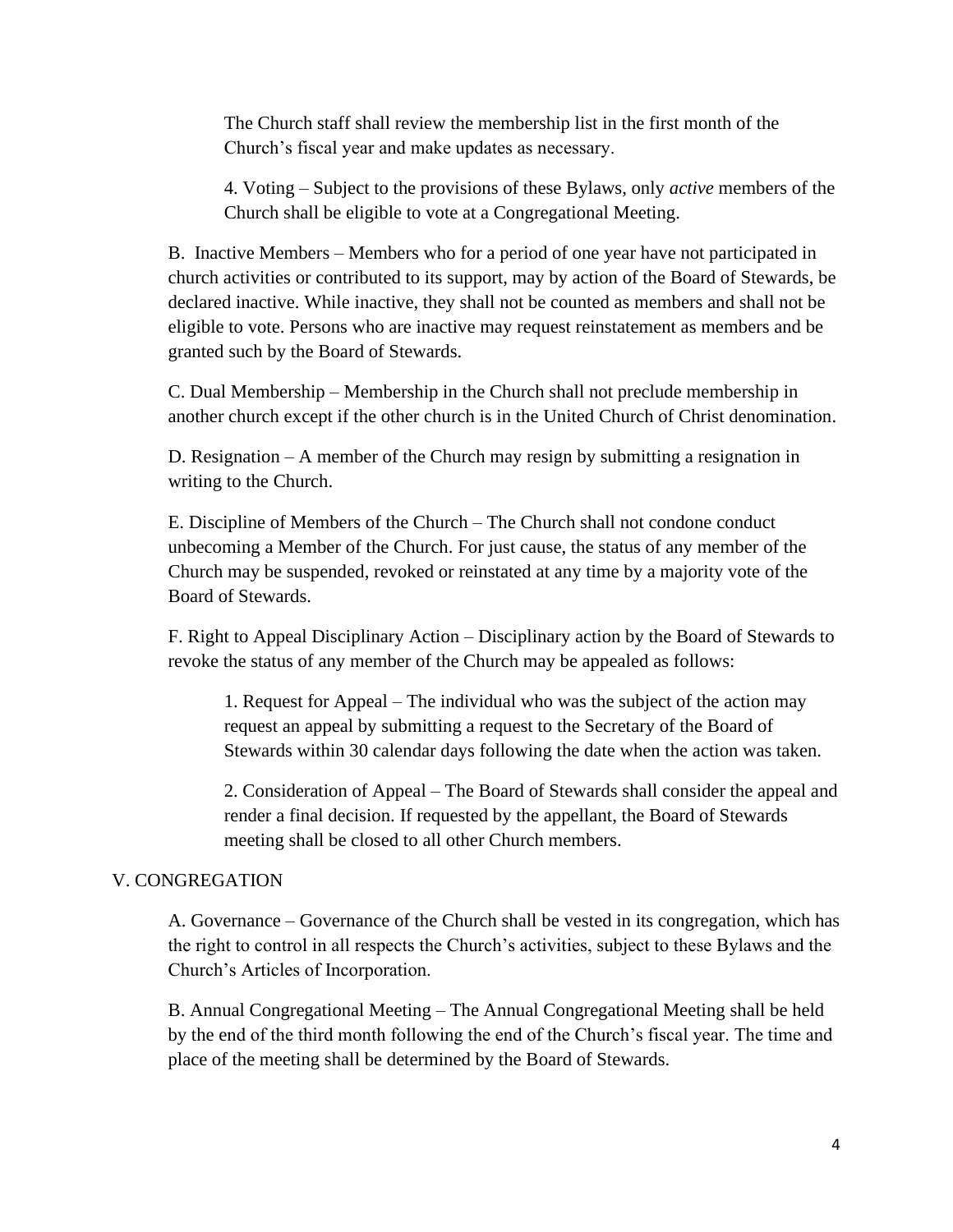The Church staff shall review the membership list in the first month of the Church's fiscal year and make updates as necessary.

4. Voting – Subject to the provisions of these Bylaws, only *active* members of the Church shall be eligible to vote at a Congregational Meeting.

B. Inactive Members – Members who for a period of one year have not participated in church activities or contributed to its support, may by action of the Board of Stewards, be declared inactive. While inactive, they shall not be counted as members and shall not be eligible to vote. Persons who are inactive may request reinstatement as members and be granted such by the Board of Stewards.

C. Dual Membership – Membership in the Church shall not preclude membership in another church except if the other church is in the United Church of Christ denomination.

D. Resignation – A member of the Church may resign by submitting a resignation in writing to the Church.

E. Discipline of Members of the Church – The Church shall not condone conduct unbecoming a Member of the Church. For just cause, the status of any member of the Church may be suspended, revoked or reinstated at any time by a majority vote of the Board of Stewards.

F. Right to Appeal Disciplinary Action – Disciplinary action by the Board of Stewards to revoke the status of any member of the Church may be appealed as follows:

1. Request for Appeal – The individual who was the subject of the action may request an appeal by submitting a request to the Secretary of the Board of Stewards within 30 calendar days following the date when the action was taken.

2. Consideration of Appeal – The Board of Stewards shall consider the appeal and render a final decision. If requested by the appellant, the Board of Stewards meeting shall be closed to all other Church members.

## V. CONGREGATION

A. Governance – Governance of the Church shall be vested in its congregation, which has the right to control in all respects the Church's activities, subject to these Bylaws and the Church's Articles of Incorporation.

B. Annual Congregational Meeting – The Annual Congregational Meeting shall be held by the end of the third month following the end of the Church's fiscal year. The time and place of the meeting shall be determined by the Board of Stewards.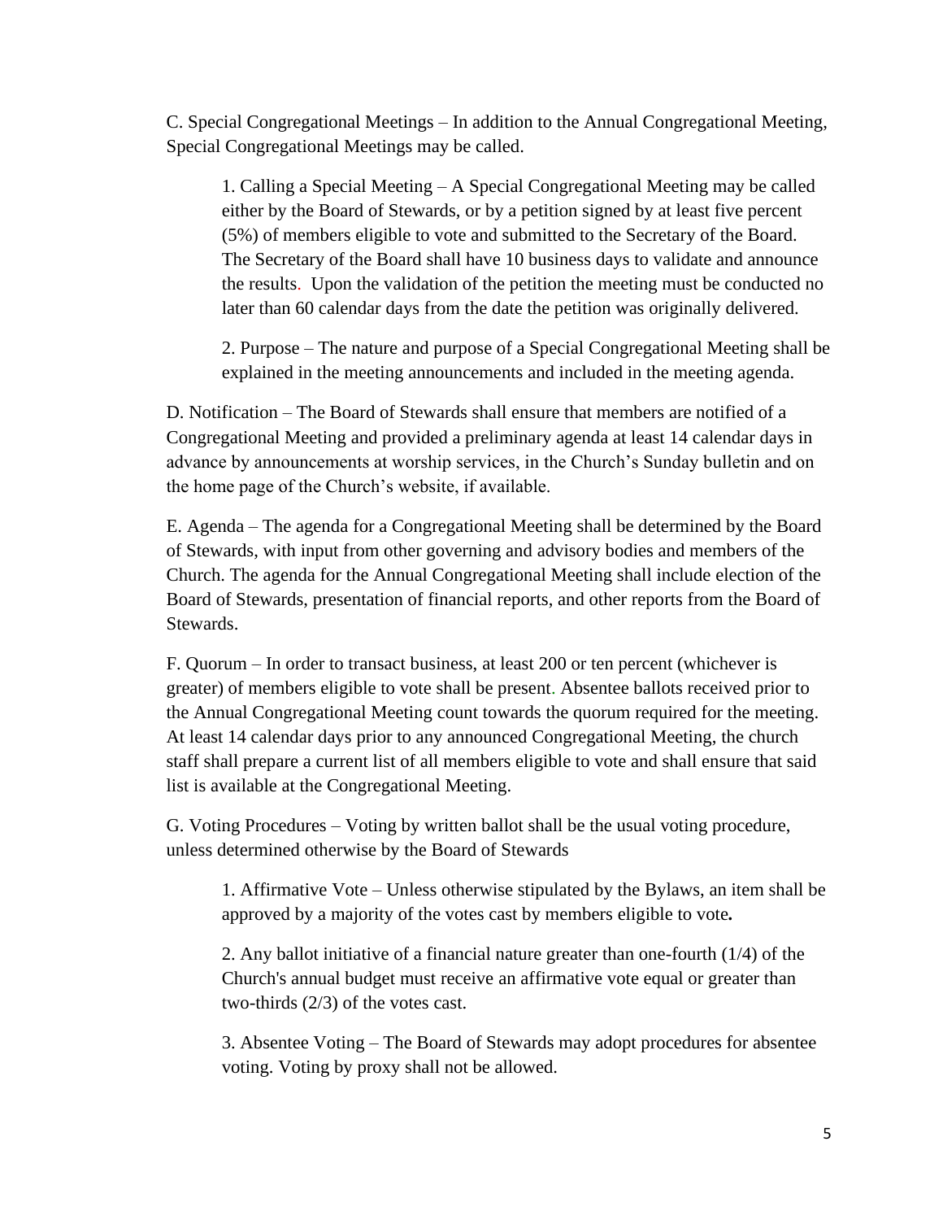C. Special Congregational Meetings – In addition to the Annual Congregational Meeting, Special Congregational Meetings may be called.

> 1. Calling a Special Meeting – A Special Congregational Meeting may be called either by the Board of Stewards, or by a petition signed by at least five percent (5%) of members eligible to vote and submitted to the Secretary of the Board. The Secretary of the Board shall have 10 business days to validate and announce the results. Upon the validation of the petition the meeting must be conducted no later than 60 calendar days from the date the petition was originally delivered.
>
> 2. Purpose – The nature and purpose of a Special Congregational Meeting shall be explained in the meeting announcements and included in the meeting agenda.

D. Notification – The Board of Stewards shall ensure that members are notified of a Congregational Meeting and provided a preliminary agenda at least 14 calendar days in advance by announcements at worship services, in the Church's Sunday bulletin and on the home page of the Church's website, if available.

E. Agenda – The agenda for a Congregational Meeting shall be determined by the Board of Stewards, with input from other governing and advisory bodies and members of the Church. The agenda for the Annual Congregational Meeting shall include election of the Board of Stewards, presentation of financial reports, and other reports from the Board of Stewards.

F. Quorum – In order to transact business, at least 200 or ten percent (whichever is greater) of members eligible to vote shall be present. Absentee ballots received prior to the Annual Congregational Meeting count towards the quorum required for the meeting. At least 14 calendar days prior to any announced Congregational Meeting, the church staff shall prepare a current list of all members eligible to vote and shall ensure that said list is available at the Congregational Meeting.

G. Voting Procedures – Voting by written ballot shall be the usual voting procedure, unless determined otherwise by the Board of Stewards

> 1. Affirmative Vote – Unless otherwise stipulated by the Bylaws, an item shall be approved by a majority of the votes cast by members eligible to vote**.**
>
> 2. Any ballot initiative of a financial nature greater than one-fourth (1/4) of the Church's annual budget must receive an affirmative vote equal or greater than two-thirds (2/3) of the votes cast.
>
> 3. Absentee Voting – The Board of Stewards may adopt procedures for absentee voting. Voting by proxy shall not be allowed.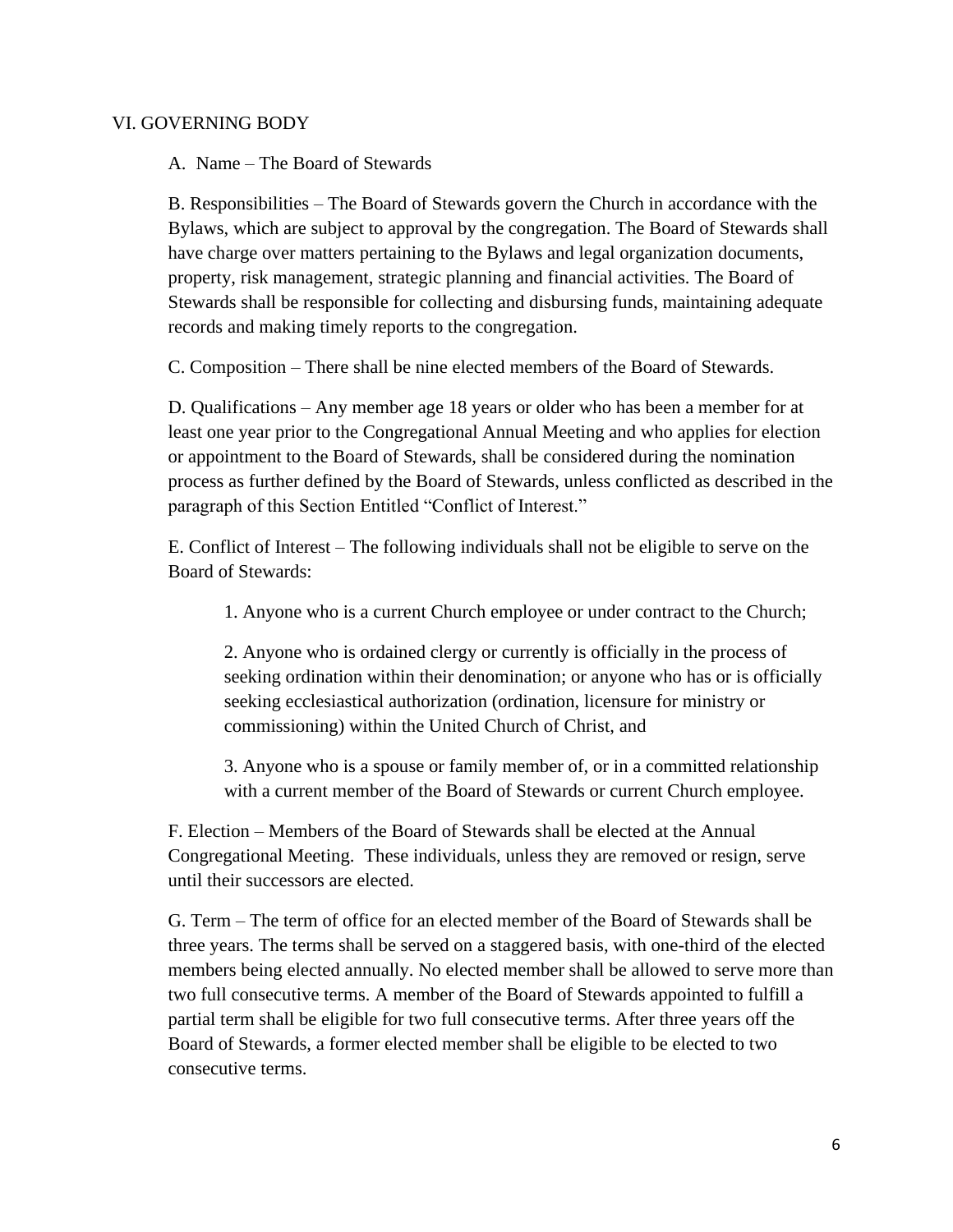## VI. GOVERNING BODY

A. Name – The Board of Stewards

B. Responsibilities – The Board of Stewards govern the Church in accordance with the Bylaws, which are subject to approval by the congregation. The Board of Stewards shall have charge over matters pertaining to the Bylaws and legal organization documents, property, risk management, strategic planning and financial activities. The Board of Stewards shall be responsible for collecting and disbursing funds, maintaining adequate records and making timely reports to the congregation.

C. Composition – There shall be nine elected members of the Board of Stewards.

D. Qualifications – Any member age 18 years or older who has been a member for at least one year prior to the Congregational Annual Meeting and who applies for election or appointment to the Board of Stewards, shall be considered during the nomination process as further defined by the Board of Stewards, unless conflicted as described in the paragraph of this Section Entitled "Conflict of Interest."

E. Conflict of Interest – The following individuals shall not be eligible to serve on the Board of Stewards:

1. Anyone who is a current Church employee or under contract to the Church;

2. Anyone who is ordained clergy or currently is officially in the process of seeking ordination within their denomination; or anyone who has or is officially seeking ecclesiastical authorization (ordination, licensure for ministry or commissioning) within the United Church of Christ, and

3. Anyone who is a spouse or family member of, or in a committed relationship with a current member of the Board of Stewards or current Church employee.

F. Election – Members of the Board of Stewards shall be elected at the Annual Congregational Meeting. These individuals, unless they are removed or resign, serve until their successors are elected.

G. Term – The term of office for an elected member of the Board of Stewards shall be three years. The terms shall be served on a staggered basis, with one-third of the elected members being elected annually. No elected member shall be allowed to serve more than two full consecutive terms. A member of the Board of Stewards appointed to fulfill a partial term shall be eligible for two full consecutive terms. After three years off the Board of Stewards, a former elected member shall be eligible to be elected to two consecutive terms.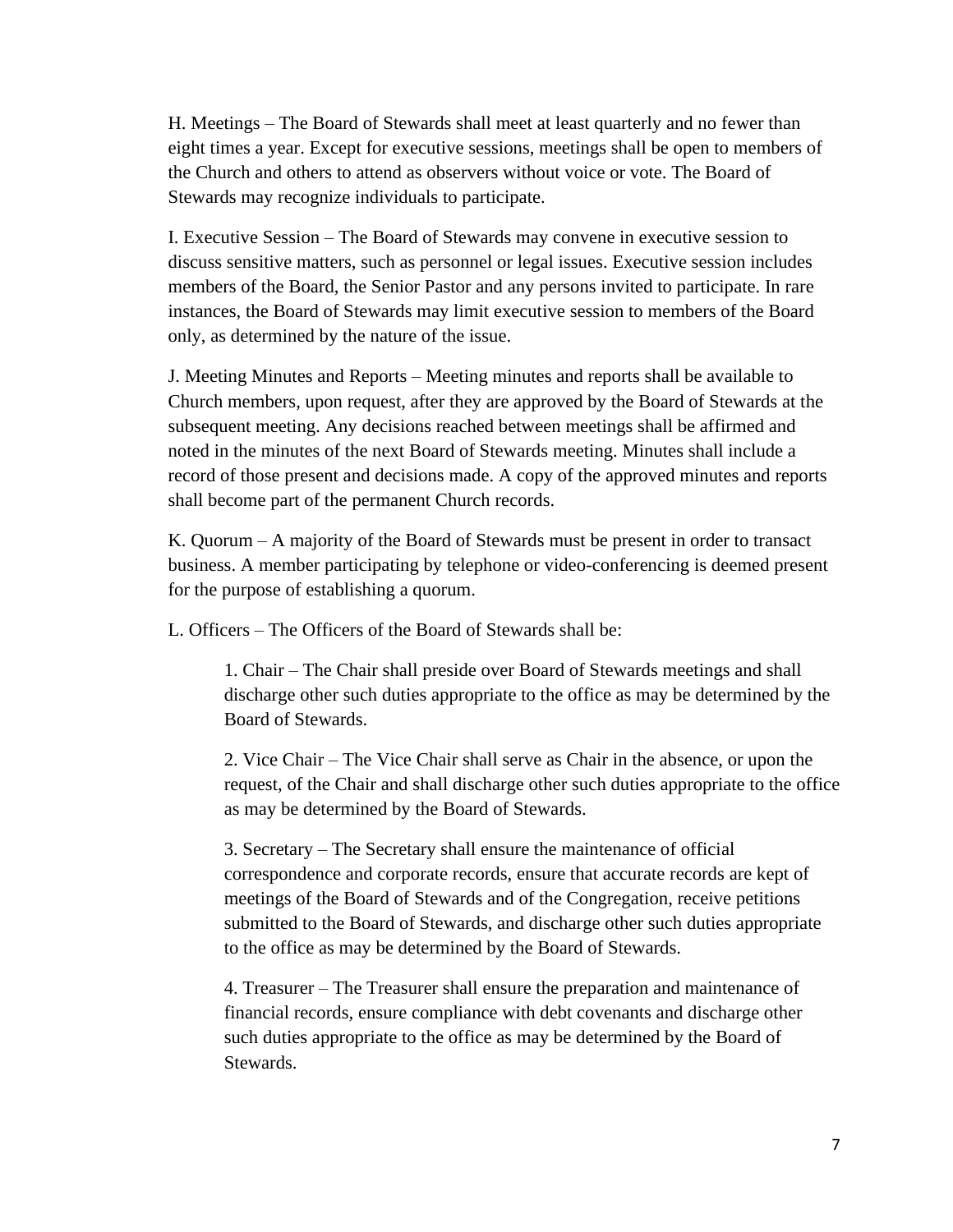H. Meetings – The Board of Stewards shall meet at least quarterly and no fewer than eight times a year. Except for executive sessions, meetings shall be open to members of the Church and others to attend as observers without voice or vote. The Board of Stewards may recognize individuals to participate.

I. Executive Session – The Board of Stewards may convene in executive session to discuss sensitive matters, such as personnel or legal issues. Executive session includes members of the Board, the Senior Pastor and any persons invited to participate. In rare instances, the Board of Stewards may limit executive session to members of the Board only, as determined by the nature of the issue.

J. Meeting Minutes and Reports – Meeting minutes and reports shall be available to Church members, upon request, after they are approved by the Board of Stewards at the subsequent meeting. Any decisions reached between meetings shall be affirmed and noted in the minutes of the next Board of Stewards meeting. Minutes shall include a record of those present and decisions made. A copy of the approved minutes and reports shall become part of the permanent Church records.

K. Quorum – A majority of the Board of Stewards must be present in order to transact business. A member participating by telephone or video-conferencing is deemed present for the purpose of establishing a quorum.

L. Officers – The Officers of the Board of Stewards shall be:

> 1. Chair – The Chair shall preside over Board of Stewards meetings and shall discharge other such duties appropriate to the office as may be determined by the Board of Stewards.
>
> 2. Vice Chair – The Vice Chair shall serve as Chair in the absence, or upon the request, of the Chair and shall discharge other such duties appropriate to the office as may be determined by the Board of Stewards.
>
> 3. Secretary – The Secretary shall ensure the maintenance of official correspondence and corporate records, ensure that accurate records are kept of meetings of the Board of Stewards and of the Congregation, receive petitions submitted to the Board of Stewards, and discharge other such duties appropriate to the office as may be determined by the Board of Stewards.
>
> 4. Treasurer – The Treasurer shall ensure the preparation and maintenance of financial records, ensure compliance with debt covenants and discharge other such duties appropriate to the office as may be determined by the Board of Stewards.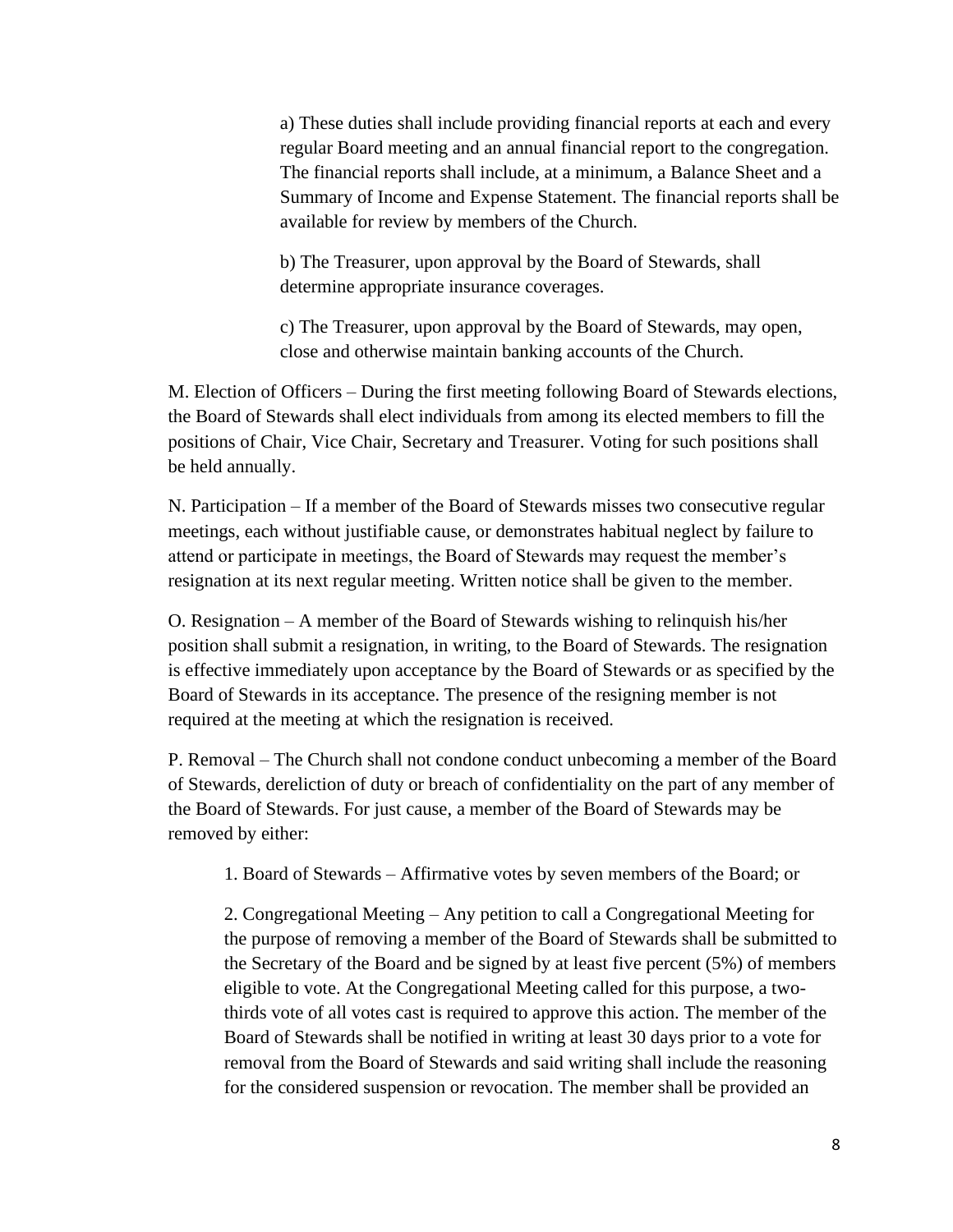a) These duties shall include providing financial reports at each and every regular Board meeting and an annual financial report to the congregation. The financial reports shall include, at a minimum, a Balance Sheet and a Summary of Income and Expense Statement. The financial reports shall be available for review by members of the Church.

b) The Treasurer, upon approval by the Board of Stewards, shall determine appropriate insurance coverages.

c) The Treasurer, upon approval by the Board of Stewards, may open, close and otherwise maintain banking accounts of the Church.

M. Election of Officers – During the first meeting following Board of Stewards elections, the Board of Stewards shall elect individuals from among its elected members to fill the positions of Chair, Vice Chair, Secretary and Treasurer. Voting for such positions shall be held annually.

N. Participation – If a member of the Board of Stewards misses two consecutive regular meetings, each without justifiable cause, or demonstrates habitual neglect by failure to attend or participate in meetings, the Board of Stewards may request the member's resignation at its next regular meeting. Written notice shall be given to the member.

O. Resignation – A member of the Board of Stewards wishing to relinquish his/her position shall submit a resignation, in writing, to the Board of Stewards. The resignation is effective immediately upon acceptance by the Board of Stewards or as specified by the Board of Stewards in its acceptance. The presence of the resigning member is not required at the meeting at which the resignation is received.

P. Removal – The Church shall not condone conduct unbecoming a member of the Board of Stewards, dereliction of duty or breach of confidentiality on the part of any member of the Board of Stewards. For just cause, a member of the Board of Stewards may be removed by either:

1. Board of Stewards – Affirmative votes by seven members of the Board; or

2. Congregational Meeting – Any petition to call a Congregational Meeting for the purpose of removing a member of the Board of Stewards shall be submitted to the Secretary of the Board and be signed by at least five percent (5%) of members eligible to vote. At the Congregational Meeting called for this purpose, a two-thirds vote of all votes cast is required to approve this action. The member of the Board of Stewards shall be notified in writing at least 30 days prior to a vote for removal from the Board of Stewards and said writing shall include the reasoning for the considered suspension or revocation. The member shall be provided an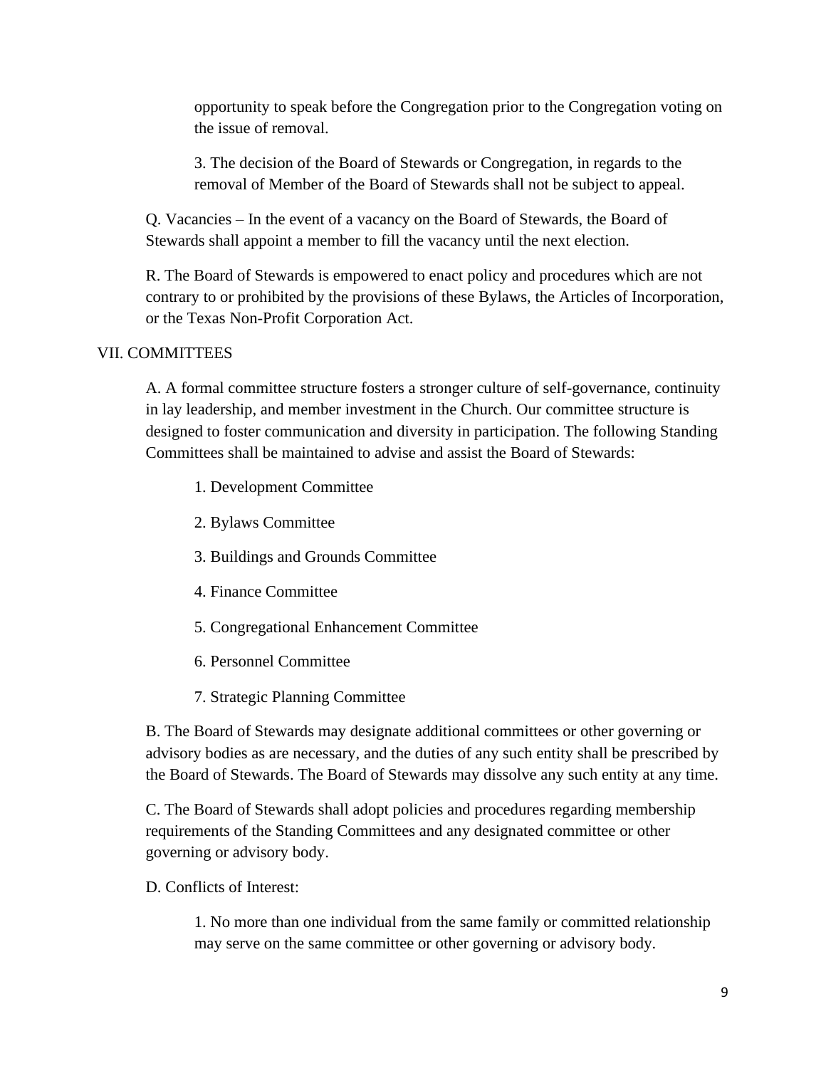opportunity to speak before the Congregation prior to the Congregation voting on the issue of removal.

3. The decision of the Board of Stewards or Congregation, in regards to the removal of Member of the Board of Stewards shall not be subject to appeal.

Q. Vacancies – In the event of a vacancy on the Board of Stewards, the Board of Stewards shall appoint a member to fill the vacancy until the next election.

R. The Board of Stewards is empowered to enact policy and procedures which are not contrary to or prohibited by the provisions of these Bylaws, the Articles of Incorporation, or the Texas Non-Profit Corporation Act.

## VII. COMMITTEES

A. A formal committee structure fosters a stronger culture of self-governance, continuity in lay leadership, and member investment in the Church. Our committee structure is designed to foster communication and diversity in participation. The following Standing Committees shall be maintained to advise and assist the Board of Stewards:

1. Development Committee
2. Bylaws Committee
3. Buildings and Grounds Committee
4. Finance Committee
5. Congregational Enhancement Committee
6. Personnel Committee
7. Strategic Planning Committee

B. The Board of Stewards may designate additional committees or other governing or advisory bodies as are necessary, and the duties of any such entity shall be prescribed by the Board of Stewards. The Board of Stewards may dissolve any such entity at any time.

C. The Board of Stewards shall adopt policies and procedures regarding membership requirements of the Standing Committees and any designated committee or other governing or advisory body.

D. Conflicts of Interest:

1. No more than one individual from the same family or committed relationship may serve on the same committee or other governing or advisory body.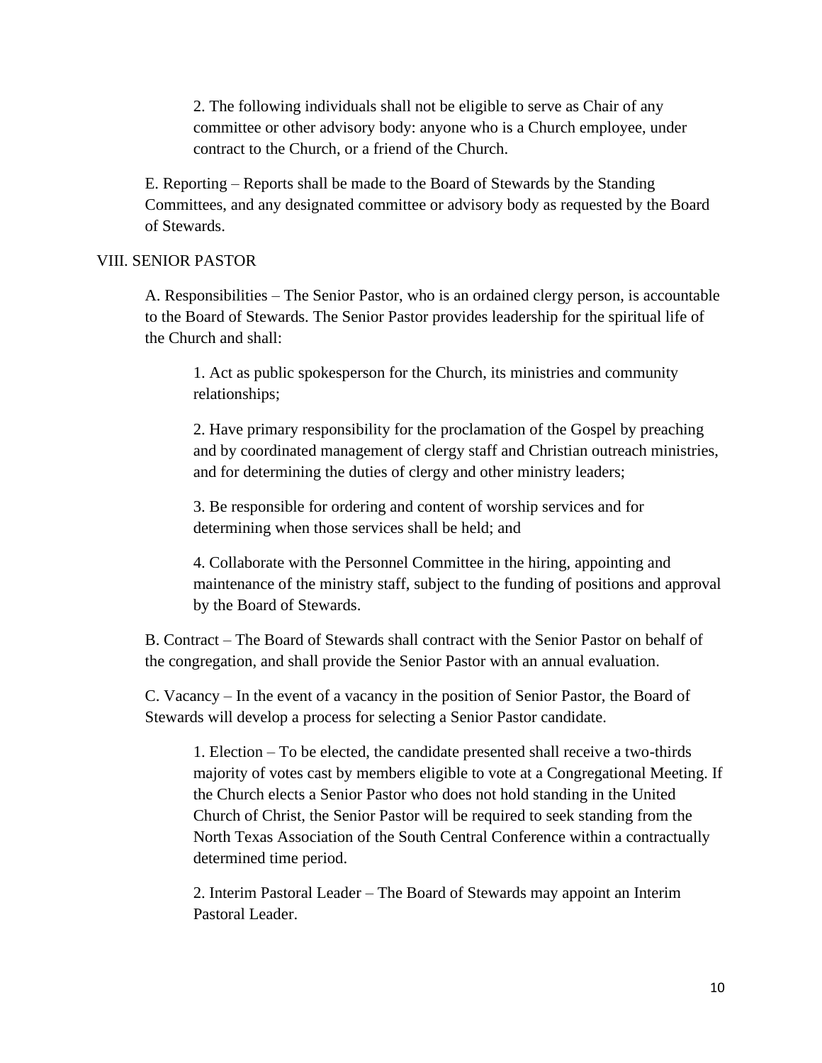2. The following individuals shall not be eligible to serve as Chair of any committee or other advisory body: anyone who is a Church employee, under contract to the Church, or a friend of the Church.

E. Reporting – Reports shall be made to the Board of Stewards by the Standing Committees, and any designated committee or advisory body as requested by the Board of Stewards.

## VIII. SENIOR PASTOR

A. Responsibilities – The Senior Pastor, who is an ordained clergy person, is accountable to the Board of Stewards. The Senior Pastor provides leadership for the spiritual life of the Church and shall:

1. Act as public spokesperson for the Church, its ministries and community relationships;

2. Have primary responsibility for the proclamation of the Gospel by preaching and by coordinated management of clergy staff and Christian outreach ministries, and for determining the duties of clergy and other ministry leaders;

3. Be responsible for ordering and content of worship services and for determining when those services shall be held; and

4. Collaborate with the Personnel Committee in the hiring, appointing and maintenance of the ministry staff, subject to the funding of positions and approval by the Board of Stewards.

B. Contract – The Board of Stewards shall contract with the Senior Pastor on behalf of the congregation, and shall provide the Senior Pastor with an annual evaluation.

C. Vacancy – In the event of a vacancy in the position of Senior Pastor, the Board of Stewards will develop a process for selecting a Senior Pastor candidate.

1. Election – To be elected, the candidate presented shall receive a two-thirds majority of votes cast by members eligible to vote at a Congregational Meeting. If the Church elects a Senior Pastor who does not hold standing in the United Church of Christ, the Senior Pastor will be required to seek standing from the North Texas Association of the South Central Conference within a contractually determined time period.

2. Interim Pastoral Leader – The Board of Stewards may appoint an Interim Pastoral Leader.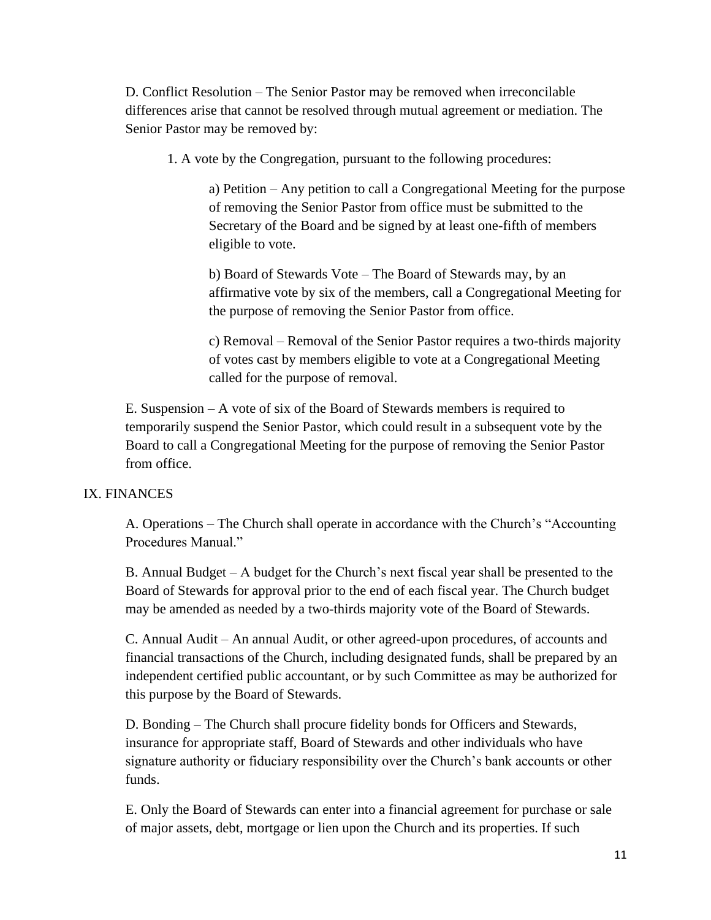D. Conflict Resolution – The Senior Pastor may be removed when irreconcilable differences arise that cannot be resolved through mutual agreement or mediation. The Senior Pastor may be removed by:

1. A vote by the Congregation, pursuant to the following procedures:

    a) Petition – Any petition to call a Congregational Meeting for the purpose of removing the Senior Pastor from office must be submitted to the Secretary of the Board and be signed by at least one-fifth of members eligible to vote.

    b) Board of Stewards Vote – The Board of Stewards may, by an affirmative vote by six of the members, call a Congregational Meeting for the purpose of removing the Senior Pastor from office.

    c) Removal – Removal of the Senior Pastor requires a two-thirds majority of votes cast by members eligible to vote at a Congregational Meeting called for the purpose of removal.

E. Suspension – A vote of six of the Board of Stewards members is required to temporarily suspend the Senior Pastor, which could result in a subsequent vote by the Board to call a Congregational Meeting for the purpose of removing the Senior Pastor from office.

## IX. FINANCES

A. Operations – The Church shall operate in accordance with the Church's "Accounting Procedures Manual."

B. Annual Budget – A budget for the Church's next fiscal year shall be presented to the Board of Stewards for approval prior to the end of each fiscal year. The Church budget may be amended as needed by a two-thirds majority vote of the Board of Stewards.

C. Annual Audit – An annual Audit, or other agreed-upon procedures, of accounts and financial transactions of the Church, including designated funds, shall be prepared by an independent certified public accountant, or by such Committee as may be authorized for this purpose by the Board of Stewards.

D. Bonding – The Church shall procure fidelity bonds for Officers and Stewards, insurance for appropriate staff, Board of Stewards and other individuals who have signature authority or fiduciary responsibility over the Church's bank accounts or other funds.

E. Only the Board of Stewards can enter into a financial agreement for purchase or sale of major assets, debt, mortgage or lien upon the Church and its properties. If such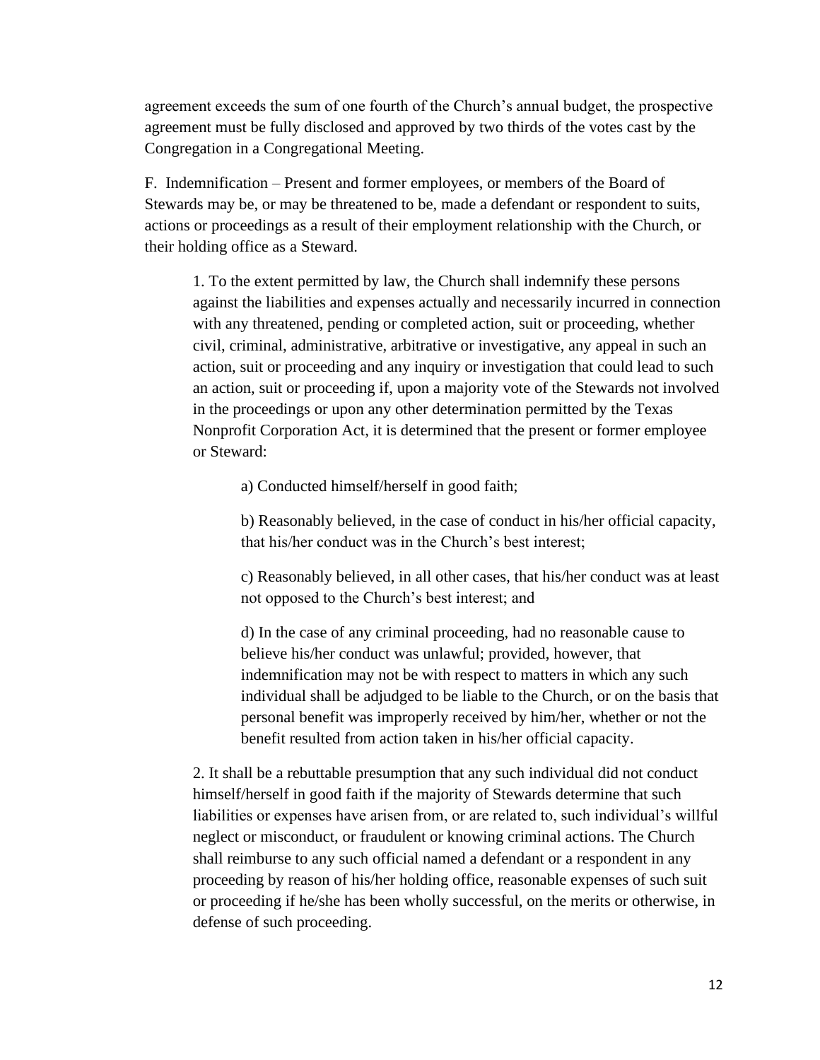agreement exceeds the sum of one fourth of the Church's annual budget, the prospective agreement must be fully disclosed and approved by two thirds of the votes cast by the Congregation in a Congregational Meeting.

F. Indemnification – Present and former employees, or members of the Board of Stewards may be, or may be threatened to be, made a defendant or respondent to suits, actions or proceedings as a result of their employment relationship with the Church, or their holding office as a Steward.

> 1. To the extent permitted by law, the Church shall indemnify these persons against the liabilities and expenses actually and necessarily incurred in connection with any threatened, pending or completed action, suit or proceeding, whether civil, criminal, administrative, arbitrative or investigative, any appeal in such an action, suit or proceeding and any inquiry or investigation that could lead to such an action, suit or proceeding if, upon a majority vote of the Stewards not involved in the proceedings or upon any other determination permitted by the Texas Nonprofit Corporation Act, it is determined that the present or former employee or Steward:
>
> > a) Conducted himself/herself in good faith;
> >
> > b) Reasonably believed, in the case of conduct in his/her official capacity, that his/her conduct was in the Church's best interest;
> >
> > c) Reasonably believed, in all other cases, that his/her conduct was at least not opposed to the Church's best interest; and
> >
> > d) In the case of any criminal proceeding, had no reasonable cause to believe his/her conduct was unlawful; provided, however, that indemnification may not be with respect to matters in which any such individual shall be adjudged to be liable to the Church, or on the basis that personal benefit was improperly received by him/her, whether or not the benefit resulted from action taken in his/her official capacity.
>
> 2. It shall be a rebuttable presumption that any such individual did not conduct himself/herself in good faith if the majority of Stewards determine that such liabilities or expenses have arisen from, or are related to, such individual's willful neglect or misconduct, or fraudulent or knowing criminal actions. The Church shall reimburse to any such official named a defendant or a respondent in any proceeding by reason of his/her holding office, reasonable expenses of such suit or proceeding if he/she has been wholly successful, on the merits or otherwise, in defense of such proceeding.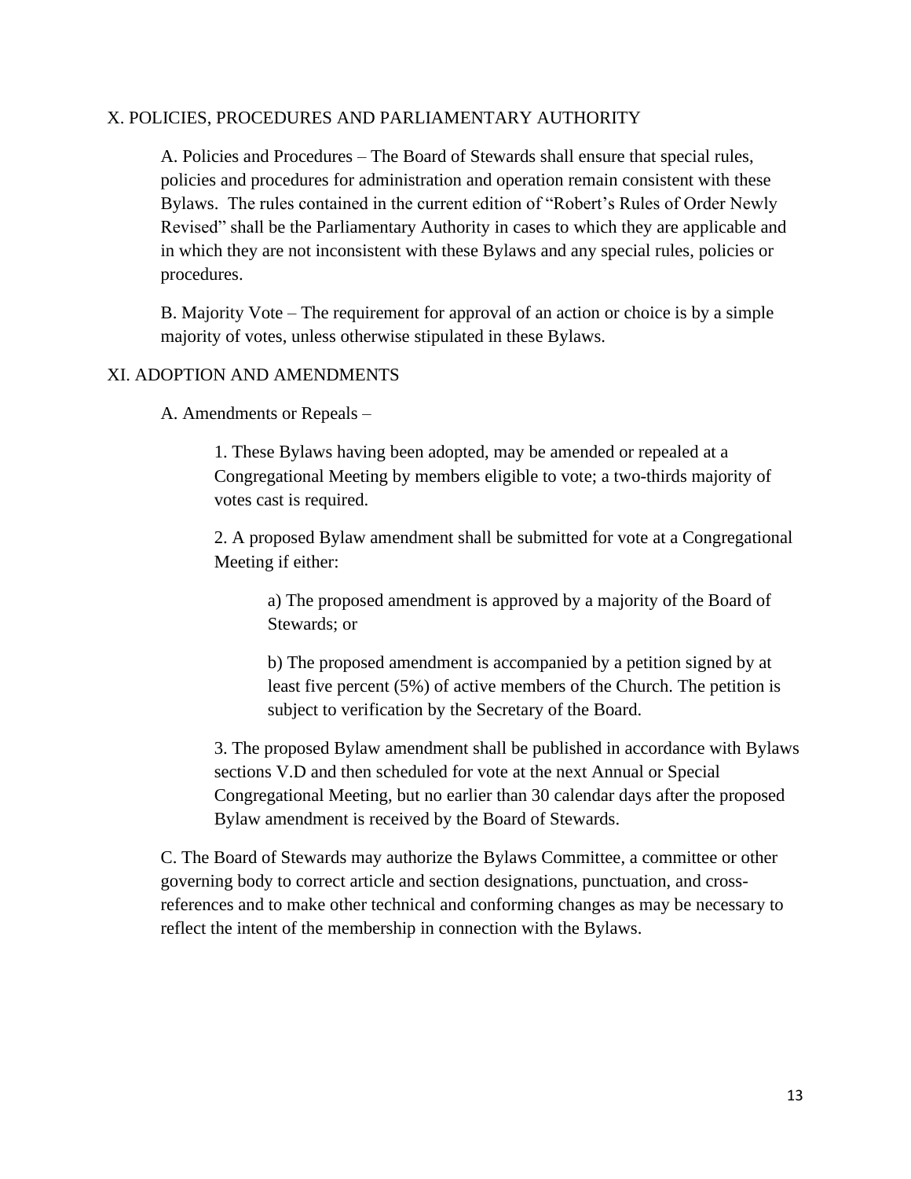## X. POLICIES, PROCEDURES AND PARLIAMENTARY AUTHORITY

A. Policies and Procedures – The Board of Stewards shall ensure that special rules, policies and procedures for administration and operation remain consistent with these Bylaws. The rules contained in the current edition of "Robert's Rules of Order Newly Revised" shall be the Parliamentary Authority in cases to which they are applicable and in which they are not inconsistent with these Bylaws and any special rules, policies or procedures.

B. Majority Vote – The requirement for approval of an action or choice is by a simple majority of votes, unless otherwise stipulated in these Bylaws.

## XI. ADOPTION AND AMENDMENTS

A. Amendments or Repeals –

1. These Bylaws having been adopted, may be amended or repealed at a Congregational Meeting by members eligible to vote; a two-thirds majority of votes cast is required.

2. A proposed Bylaw amendment shall be submitted for vote at a Congregational Meeting if either:

   a) The proposed amendment is approved by a majority of the Board of Stewards; or

   b) The proposed amendment is accompanied by a petition signed by at least five percent (5%) of active members of the Church. The petition is subject to verification by the Secretary of the Board.

3. The proposed Bylaw amendment shall be published in accordance with Bylaws sections V.D and then scheduled for vote at the next Annual or Special Congregational Meeting, but no earlier than 30 calendar days after the proposed Bylaw amendment is received by the Board of Stewards.

C. The Board of Stewards may authorize the Bylaws Committee, a committee or other governing body to correct article and section designations, punctuation, and cross-references and to make other technical and conforming changes as may be necessary to reflect the intent of the membership in connection with the Bylaws.